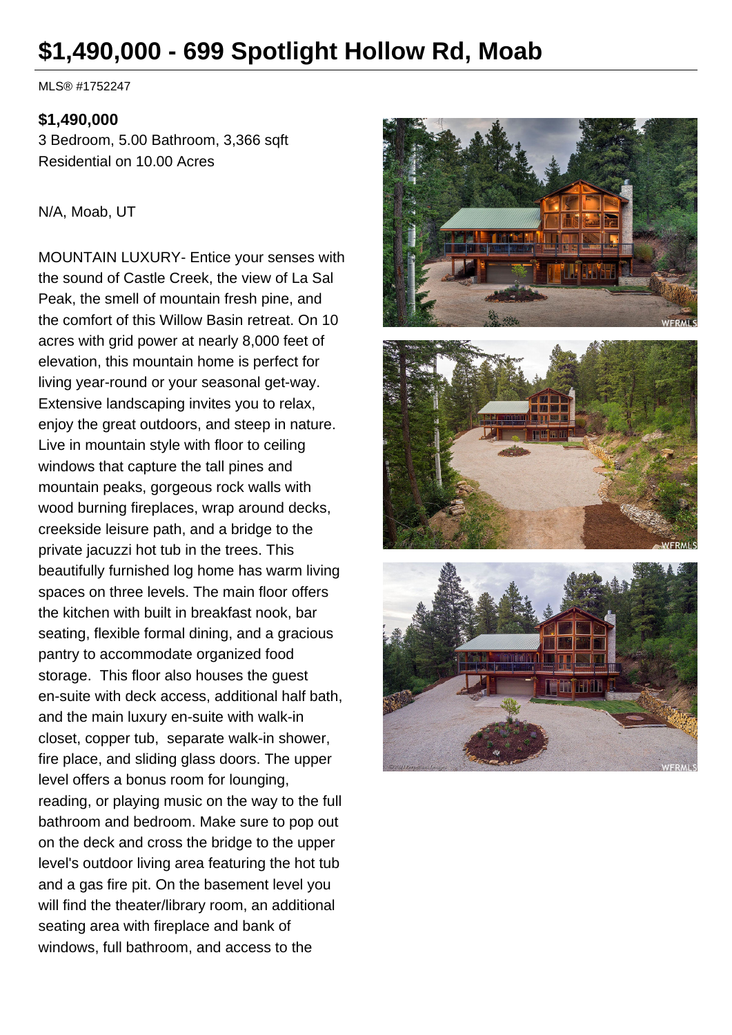# $1,490,000 - 699 Spotlight Hollow Rd, Moab

MLS® #1752247

**$1,490,000**

3 Bedroom, 5.00 Bathroom, 3,366 sqft
Residential on 10.00 Acres

N/A, Moab, UT

MOUNTAIN LUXURY- Entice your senses with the sound of Castle Creek, the view of La Sal Peak, the smell of mountain fresh pine, and the comfort of this Willow Basin retreat. On 10 acres with grid power at nearly 8,000 feet of elevation, this mountain home is perfect for living year-round or your seasonal get-way. Extensive landscaping invites you to relax, enjoy the great outdoors, and steep in nature. Live in mountain style with floor to ceiling windows that capture the tall pines and mountain peaks, gorgeous rock walls with wood burning fireplaces, wrap around decks, creekside leisure path, and a bridge to the private jacuzzi hot tub in the trees. This beautifully furnished log home has warm living spaces on three levels. The main floor offers the kitchen with built in breakfast nook, bar seating, flexible formal dining, and a gracious pantry to accommodate organized food storage. This floor also houses the guest en-suite with deck access, additional half bath, and the main luxury en-suite with walk-in closet, copper tub, separate walk-in shower, fire place, and sliding glass doors. The upper level offers a bonus room for lounging, reading, or playing music on the way to the full bathroom and bedroom. Make sure to pop out on the deck and cross the bridge to the upper level's outdoor living area featuring the hot tub and a gas fire pit. On the basement level you will find the theater/library room, an additional seating area with fireplace and bank of windows, full bathroom, and access to the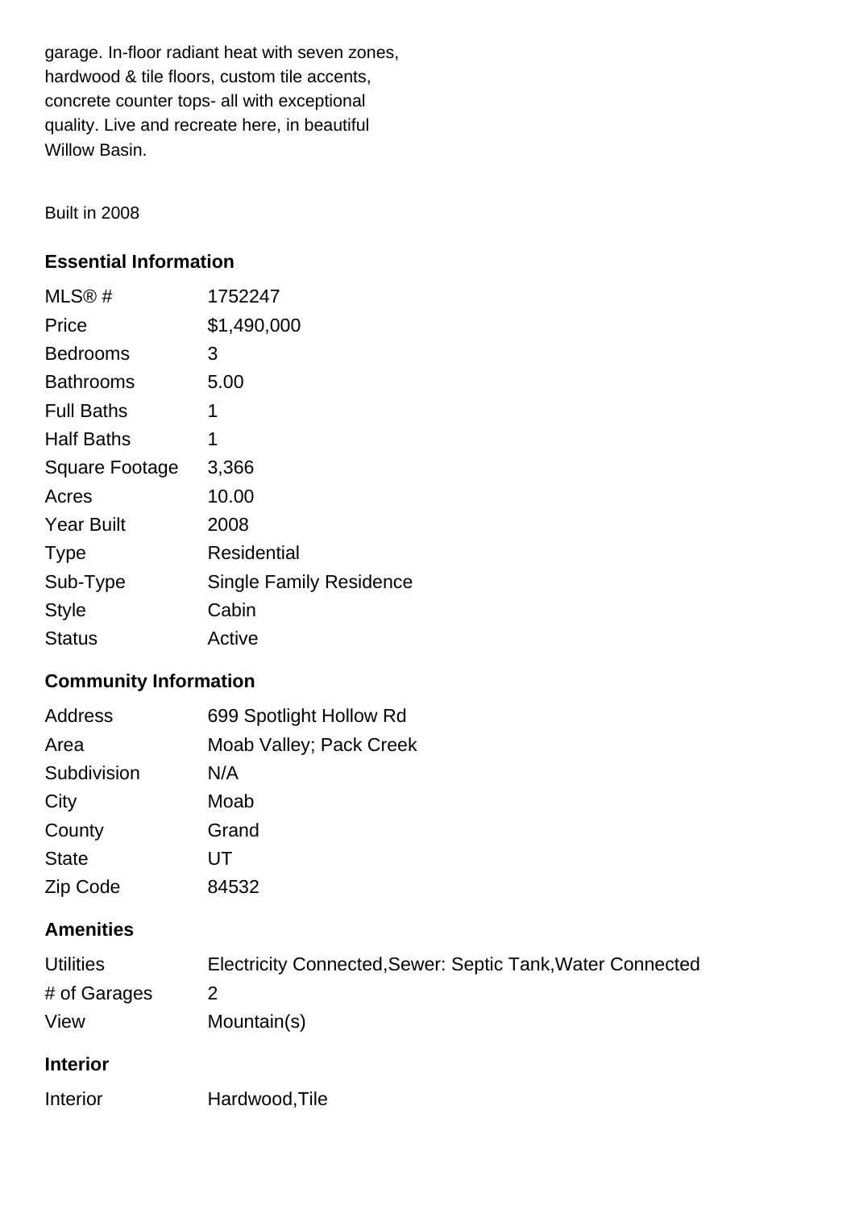garage. In-floor radiant heat with seven zones, hardwood & tile floors, custom tile accents, concrete counter tops- all with exceptional quality. Live and recreate here, in beautiful Willow Basin.

Built in 2008

## Essential Information

| | |
|---|---|
| MLS® # | 1752247 |
| Price | $1,490,000 |
| Bedrooms | 3 |
| Bathrooms | 5.00 |
| Full Baths | 1 |
| Half Baths | 1 |
| Square Footage | 3,366 |
| Acres | 10.00 |
| Year Built | 2008 |
| Type | Residential |
| Sub-Type | Single Family Residence |
| Style | Cabin |
| Status | Active |

## Community Information

| | |
|---|---|
| Address | 699 Spotlight Hollow Rd |
| Area | Moab Valley; Pack Creek |
| Subdivision | N/A |
| City | Moab |
| County | Grand |
| State | UT |
| Zip Code | 84532 |

## Amenities

| | |
|---|---|
| Utilities | Electricity Connected,Sewer: Septic Tank,Water Connected |
| # of Garages | 2 |
| View | Mountain(s) |

## Interior

| | |
|---|---|
| Interior | Hardwood,Tile |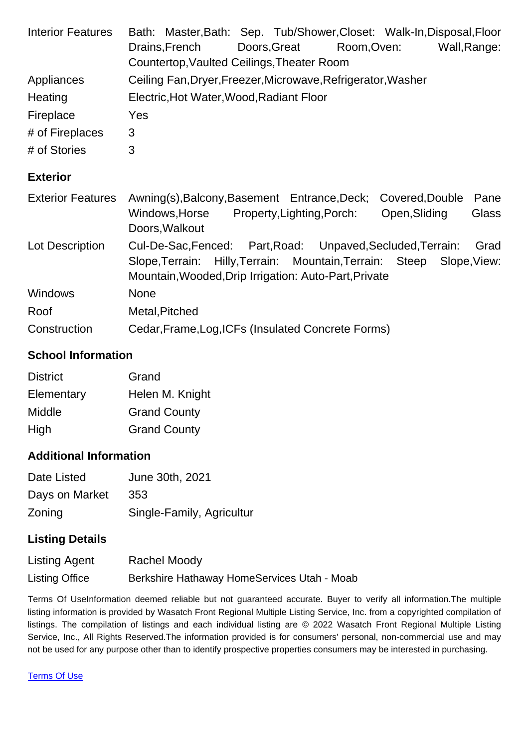| | |
|---|---|
| Interior Features | Bath: Master,Bath: Sep. Tub/Shower,Closet: Walk-In,Disposal,Floor Drains,French Doors,Great Room,Oven: Wall,Range: Countertop,Vaulted Ceilings,Theater Room |
| Appliances | Ceiling Fan,Dryer,Freezer,Microwave,Refrigerator,Washer |
| Heating | Electric,Hot Water,Wood,Radiant Floor |
| Fireplace | Yes |
| # of Fireplaces | 3 |
| # of Stories | 3 |

## Exterior

| | |
|---|---|
| Exterior Features | Awning(s),Balcony,Basement Entrance,Deck; Covered,Double Pane Windows,Horse Property,Lighting,Porch: Open,Sliding Glass Doors,Walkout |
| Lot Description | Cul-De-Sac,Fenced: Part,Road: Unpaved,Secluded,Terrain: Grad Slope,Terrain: Hilly,Terrain: Mountain,Terrain: Steep Slope,View: Mountain,Wooded,Drip Irrigation: Auto-Part,Private |
| Windows | None |
| Roof | Metal,Pitched |
| Construction | Cedar,Frame,Log,ICFs (Insulated Concrete Forms) |

## School Information

| | |
|---|---|
| District | Grand |
| Elementary | Helen M. Knight |
| Middle | Grand County |
| High | Grand County |

## Additional Information

| | |
|---|---|
| Date Listed | June 30th, 2021 |
| Days on Market | 353 |
| Zoning | Single-Family, Agricultur |

## Listing Details

| | |
|---|---|
| Listing Agent | Rachel Moody |
| Listing Office | Berkshire Hathaway HomeServices Utah - Moab |

Terms Of UseInformation deemed reliable but not guaranteed accurate. Buyer to verify all information.The multiple listing information is provided by Wasatch Front Regional Multiple Listing Service, Inc. from a copyrighted compilation of listings. The compilation of listings and each individual listing are © 2022 Wasatch Front Regional Multiple Listing Service, Inc., All Rights Reserved.The information provided is for consumers' personal, non-commercial use and may not be used for any purpose other than to identify prospective properties consumers may be interested in purchasing.

Terms Of Use